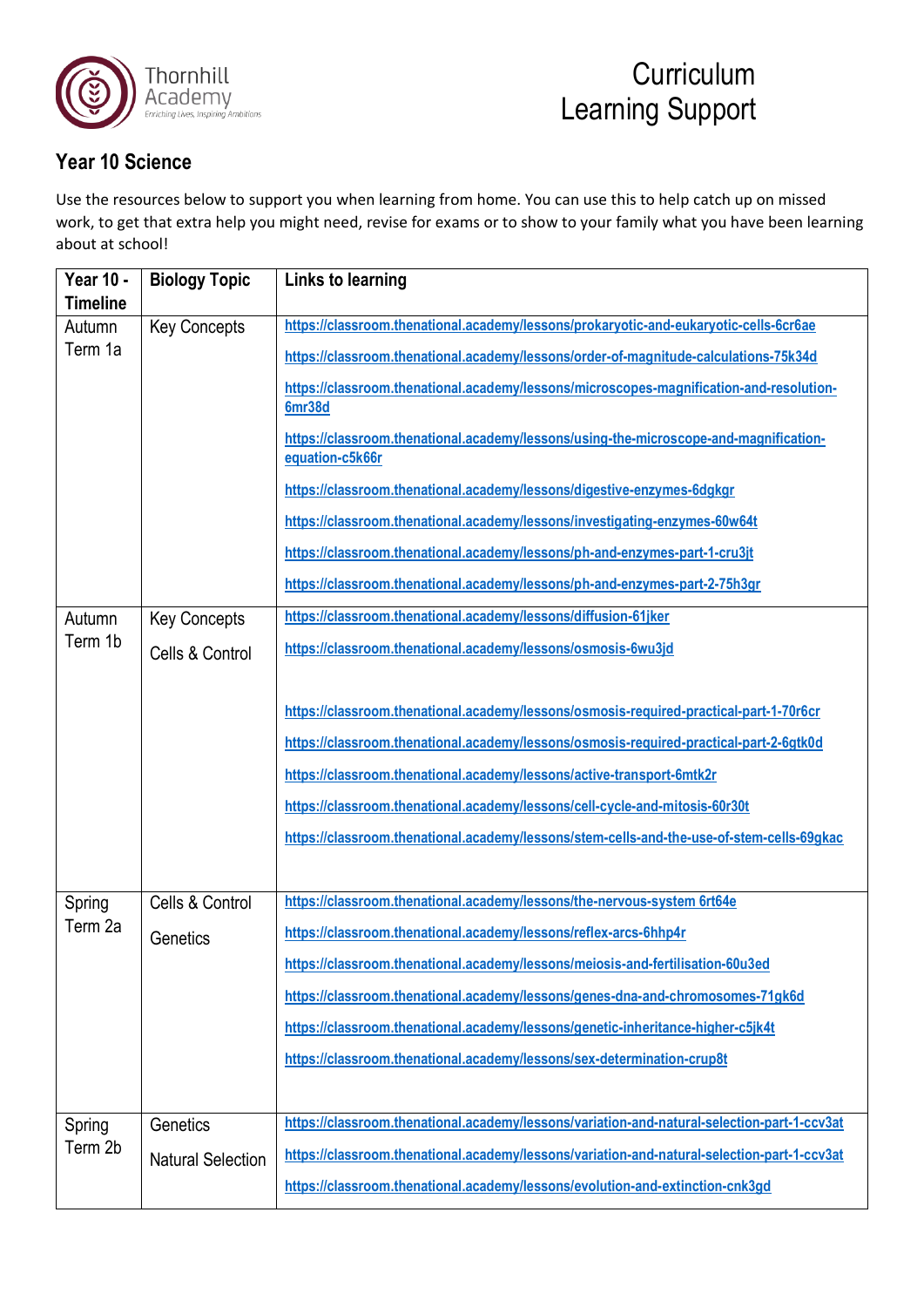Thornhill Academy
Enriching Lives, Inspiring Ambitions

# Curriculum Learning Support

## Year 10 Science

Use the resources below to support you when learning from home. You can use this to help catch up on missed work, to get that extra help you might need, revise for exams or to show to your family what you have been learning about at school!

| Year 10 - Timeline | Biology Topic | Links to learning |
|---|---|---|
| Autumn Term 1a | Key Concepts | https://classroom.thenational.academy/lessons/prokaryotic-and-eukaryotic-cells-6cr6ae<br>https://classroom.thenational.academy/lessons/order-of-magnitude-calculations-75k34d<br>https://classroom.thenational.academy/lessons/microscopes-magnification-and-resolution-6mr38d<br>https://classroom.thenational.academy/lessons/using-the-microscope-and-magnification-equation-c5k66r<br>https://classroom.thenational.academy/lessons/digestive-enzymes-6dgkgr<br>https://classroom.thenational.academy/lessons/investigating-enzymes-60w64t<br>https://classroom.thenational.academy/lessons/ph-and-enzymes-part-1-cru3jt<br>https://classroom.thenational.academy/lessons/ph-and-enzymes-part-2-75h3gr |
| Autumn Term 1b | Key Concepts<br>Cells & Control | https://classroom.thenational.academy/lessons/diffusion-61jker<br>https://classroom.thenational.academy/lessons/osmosis-6wu3jd<br>https://classroom.thenational.academy/lessons/osmosis-required-practical-part-1-70r6cr<br>https://classroom.thenational.academy/lessons/osmosis-required-practical-part-2-6gtk0d<br>https://classroom.thenational.academy/lessons/active-transport-6mtk2r<br>https://classroom.thenational.academy/lessons/cell-cycle-and-mitosis-60r30t<br>https://classroom.thenational.academy/lessons/stem-cells-and-the-use-of-stem-cells-69gkac |
| Spring Term 2a | Cells & Control<br>Genetics | https://classroom.thenational.academy/lessons/the-nervous-system 6rt64e<br>https://classroom.thenational.academy/lessons/reflex-arcs-6hhp4r<br>https://classroom.thenational.academy/lessons/meiosis-and-fertilisation-60u3ed<br>https://classroom.thenational.academy/lessons/genes-dna-and-chromosomes-71gk6d<br>https://classroom.thenational.academy/lessons/genetic-inheritance-higher-c5jk4t<br>https://classroom.thenational.academy/lessons/sex-determination-crup8t |
| Spring Term 2b | Genetics<br>Natural Selection | https://classroom.thenational.academy/lessons/variation-and-natural-selection-part-1-ccv3at<br>https://classroom.thenational.academy/lessons/variation-and-natural-selection-part-1-ccv3at<br>https://classroom.thenational.academy/lessons/evolution-and-extinction-cnk3gd |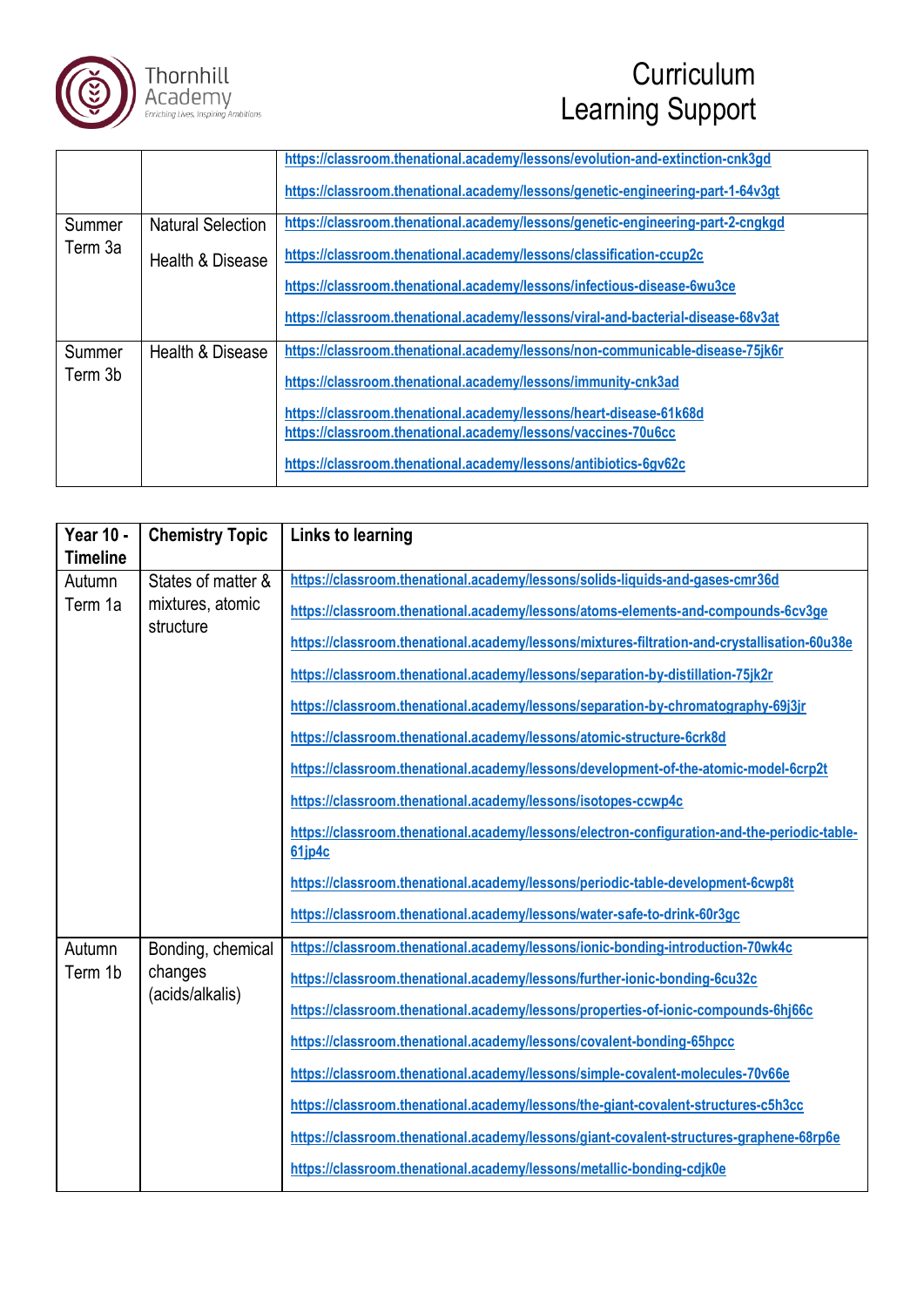| | | |
|---|---|---|
| | | https://classroom.thenational.academy/lessons/evolution-and-extinction-cnk3gd<br>https://classroom.thenational.academy/lessons/genetic-engineering-part-1-64v3gt |
| Summer Term 3a | Natural Selection<br>Health & Disease | https://classroom.thenational.academy/lessons/genetic-engineering-part-2-cngkgd<br>https://classroom.thenational.academy/lessons/classification-ccup2c<br>https://classroom.thenational.academy/lessons/infectious-disease-6wu3ce<br>https://classroom.thenational.academy/lessons/viral-and-bacterial-disease-68v3at |
| Summer Term 3b | Health & Disease | https://classroom.thenational.academy/lessons/non-communicable-disease-75jk6r<br>https://classroom.thenational.academy/lessons/immunity-cnk3ad<br>https://classroom.thenational.academy/lessons/heart-disease-61k68d<br>https://classroom.thenational.academy/lessons/vaccines-70u6cc<br>https://classroom.thenational.academy/lessons/antibiotics-6gv62c |

| Year 10 - Timeline | Chemistry Topic | Links to learning |
|---|---|---|
| Autumn Term 1a | States of matter & mixtures, atomic structure | https://classroom.thenational.academy/lessons/solids-liquids-and-gases-cmr36d<br>https://classroom.thenational.academy/lessons/atoms-elements-and-compounds-6cv3ge<br>https://classroom.thenational.academy/lessons/mixtures-filtration-and-crystallisation-60u38e<br>https://classroom.thenational.academy/lessons/separation-by-distillation-75jk2r<br>https://classroom.thenational.academy/lessons/separation-by-chromatography-69j3jr<br>https://classroom.thenational.academy/lessons/atomic-structure-6crk8d<br>https://classroom.thenational.academy/lessons/development-of-the-atomic-model-6crp2t<br>https://classroom.thenational.academy/lessons/isotopes-ccwp4c<br>https://classroom.thenational.academy/lessons/electron-configuration-and-the-periodic-table-61jp4c<br>https://classroom.thenational.academy/lessons/periodic-table-development-6cwp8t<br>https://classroom.thenational.academy/lessons/water-safe-to-drink-60r3gc |
| Autumn Term 1b | Bonding, chemical changes (acids/alkalis) | https://classroom.thenational.academy/lessons/ionic-bonding-introduction-70wk4c<br>https://classroom.thenational.academy/lessons/further-ionic-bonding-6cu32c<br>https://classroom.thenational.academy/lessons/properties-of-ionic-compounds-6hj66c<br>https://classroom.thenational.academy/lessons/covalent-bonding-65hpcc<br>https://classroom.thenational.academy/lessons/simple-covalent-molecules-70v66e<br>https://classroom.thenational.academy/lessons/the-giant-covalent-structures-c5h3cc<br>https://classroom.thenational.academy/lessons/giant-covalent-structures-graphene-68rp6e<br>https://classroom.thenational.academy/lessons/metallic-bonding-cdjk0e |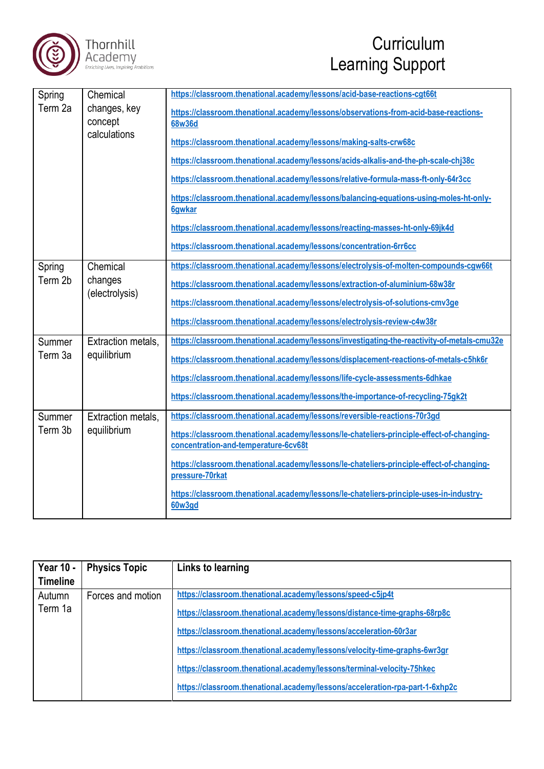| | | |
|---|---|---|
| Spring Term 2a | Chemical changes, key concept calculations | https://classroom.thenational.academy/lessons/acid-base-reactions-cgt66t<br>https://classroom.thenational.academy/lessons/observations-from-acid-base-reactions-68w36d<br>https://classroom.thenational.academy/lessons/making-salts-crw68c<br>https://classroom.thenational.academy/lessons/acids-alkalis-and-the-ph-scale-chj38c<br>https://classroom.thenational.academy/lessons/relative-formula-mass-ft-only-64r3cc<br>https://classroom.thenational.academy/lessons/balancing-equations-using-moles-ht-only-6gwkar<br>https://classroom.thenational.academy/lessons/reacting-masses-ht-only-69jk4d<br>https://classroom.thenational.academy/lessons/concentration-6rr6cc |
| Spring Term 2b | Chemical changes (electrolysis) | https://classroom.thenational.academy/lessons/electrolysis-of-molten-compounds-cgw66t<br>https://classroom.thenational.academy/lessons/extraction-of-aluminium-68w38r<br>https://classroom.thenational.academy/lessons/electrolysis-of-solutions-cmv3ge<br>https://classroom.thenational.academy/lessons/electrolysis-review-c4w38r |
| Summer Term 3a | Extraction metals, equilibrium | https://classroom.thenational.academy/lessons/investigating-the-reactivity-of-metals-cmu32e<br>https://classroom.thenational.academy/lessons/displacement-reactions-of-metals-c5hk6r<br>https://classroom.thenational.academy/lessons/life-cycle-assessments-6dhkae<br>https://classroom.thenational.academy/lessons/the-importance-of-recycling-75gk2t |
| Summer Term 3b | Extraction metals, equilibrium | https://classroom.thenational.academy/lessons/reversible-reactions-70r3gd<br>https://classroom.thenational.academy/lessons/le-chateliers-principle-effect-of-changing-concentration-and-temperature-6cv68t<br>https://classroom.thenational.academy/lessons/le-chateliers-principle-effect-of-changing-pressure-70rkat<br>https://classroom.thenational.academy/lessons/le-chateliers-principle-uses-in-industry-60w3gd |

| Year 10 - Timeline | Physics Topic | Links to learning |
|---|---|---|
| Autumn Term 1a | Forces and motion | https://classroom.thenational.academy/lessons/speed-c5jp4t<br>https://classroom.thenational.academy/lessons/distance-time-graphs-68rp8c<br>https://classroom.thenational.academy/lessons/acceleration-60r3ar<br>https://classroom.thenational.academy/lessons/velocity-time-graphs-6wr3gr<br>https://classroom.thenational.academy/lessons/terminal-velocity-75hkec<br>https://classroom.thenational.academy/lessons/acceleration-rpa-part-1-6xhp2c |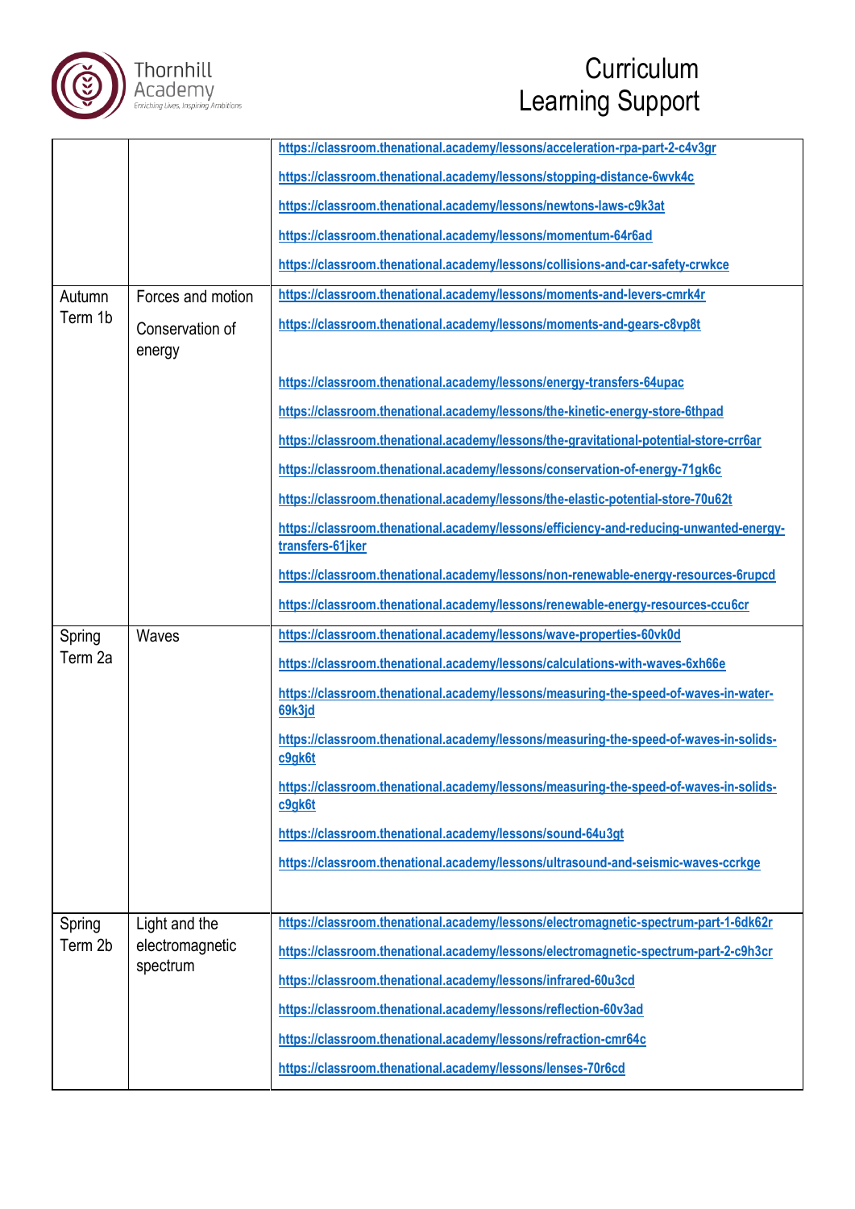| | | |
|---|---|---|
| | | https://classroom.thenational.academy/lessons/acceleration-rpa-part-2-c4v3gr<br>https://classroom.thenational.academy/lessons/stopping-distance-6wvk4c<br>https://classroom.thenational.academy/lessons/newtons-laws-c9k3at<br>https://classroom.thenational.academy/lessons/momentum-64r6ad<br>https://classroom.thenational.academy/lessons/collisions-and-car-safety-crwkce |
| Autumn Term 1b | Forces and motion<br><br>Conservation of energy | https://classroom.thenational.academy/lessons/moments-and-levers-cmrk4r<br>https://classroom.thenational.academy/lessons/moments-and-gears-c8vp8t<br><br>https://classroom.thenational.academy/lessons/energy-transfers-64upac<br>https://classroom.thenational.academy/lessons/the-kinetic-energy-store-6thpad<br>https://classroom.thenational.academy/lessons/the-gravitational-potential-store-crr6ar<br>https://classroom.thenational.academy/lessons/conservation-of-energy-71gk6c<br>https://classroom.thenational.academy/lessons/the-elastic-potential-store-70u62t<br>https://classroom.thenational.academy/lessons/efficiency-and-reducing-unwanted-energy-transfers-61jker<br>https://classroom.thenational.academy/lessons/non-renewable-energy-resources-6rupcd<br>https://classroom.thenational.academy/lessons/renewable-energy-resources-ccu6cr |
| Spring Term 2a | Waves | https://classroom.thenational.academy/lessons/wave-properties-60vk0d<br>https://classroom.thenational.academy/lessons/calculations-with-waves-6xh66e<br>https://classroom.thenational.academy/lessons/measuring-the-speed-of-waves-in-water-69k3jd<br>https://classroom.thenational.academy/lessons/measuring-the-speed-of-waves-in-solids-c9gk6t<br>https://classroom.thenational.academy/lessons/measuring-the-speed-of-waves-in-solids-c9gk6t<br>https://classroom.thenational.academy/lessons/sound-64u3gt<br>https://classroom.thenational.academy/lessons/ultrasound-and-seismic-waves-ccrkge |
| Spring Term 2b | Light and the electromagnetic spectrum | https://classroom.thenational.academy/lessons/electromagnetic-spectrum-part-1-6dk62r<br>https://classroom.thenational.academy/lessons/electromagnetic-spectrum-part-2-c9h3cr<br>https://classroom.thenational.academy/lessons/infrared-60u3cd<br>https://classroom.thenational.academy/lessons/reflection-60v3ad<br>https://classroom.thenational.academy/lessons/refraction-cmr64c<br>https://classroom.thenational.academy/lessons/lenses-70r6cd |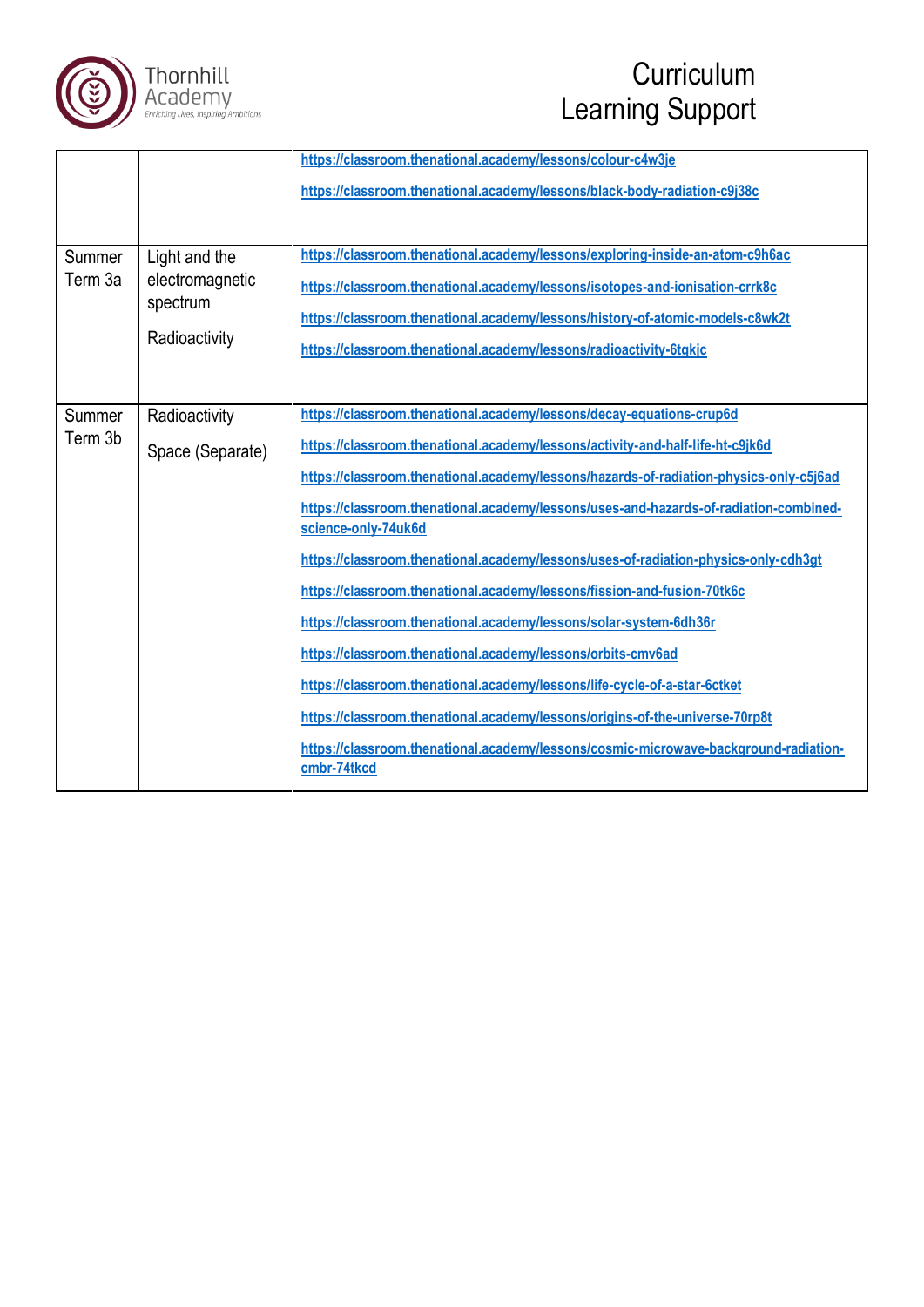| | | |
|---|---|---|
| | | https://classroom.thenational.academy/lessons/colour-c4w3je<br>https://classroom.thenational.academy/lessons/black-body-radiation-c9j38c |
| Summer Term 3a | Light and the electromagnetic spectrum<br>Radioactivity | https://classroom.thenational.academy/lessons/exploring-inside-an-atom-c9h6ac<br>https://classroom.thenational.academy/lessons/isotopes-and-ionisation-crrk8c<br>https://classroom.thenational.academy/lessons/history-of-atomic-models-c8wk2t<br>https://classroom.thenational.academy/lessons/radioactivity-6tgkjc |
| Summer Term 3b | Radioactivity<br>Space (Separate) | https://classroom.thenational.academy/lessons/decay-equations-crup6d<br>https://classroom.thenational.academy/lessons/activity-and-half-life-ht-c9jk6d<br>https://classroom.thenational.academy/lessons/hazards-of-radiation-physics-only-c5j6ad<br>https://classroom.thenational.academy/lessons/uses-and-hazards-of-radiation-combined-science-only-74uk6d<br>https://classroom.thenational.academy/lessons/uses-of-radiation-physics-only-cdh3gt<br>https://classroom.thenational.academy/lessons/fission-and-fusion-70tk6c<br>https://classroom.thenational.academy/lessons/solar-system-6dh36r<br>https://classroom.thenational.academy/lessons/orbits-cmv6ad<br>https://classroom.thenational.academy/lessons/life-cycle-of-a-star-6ctket<br>https://classroom.thenational.academy/lessons/origins-of-the-universe-70rp8t<br>https://classroom.thenational.academy/lessons/cosmic-microwave-background-radiation-cmbr-74tkcd |